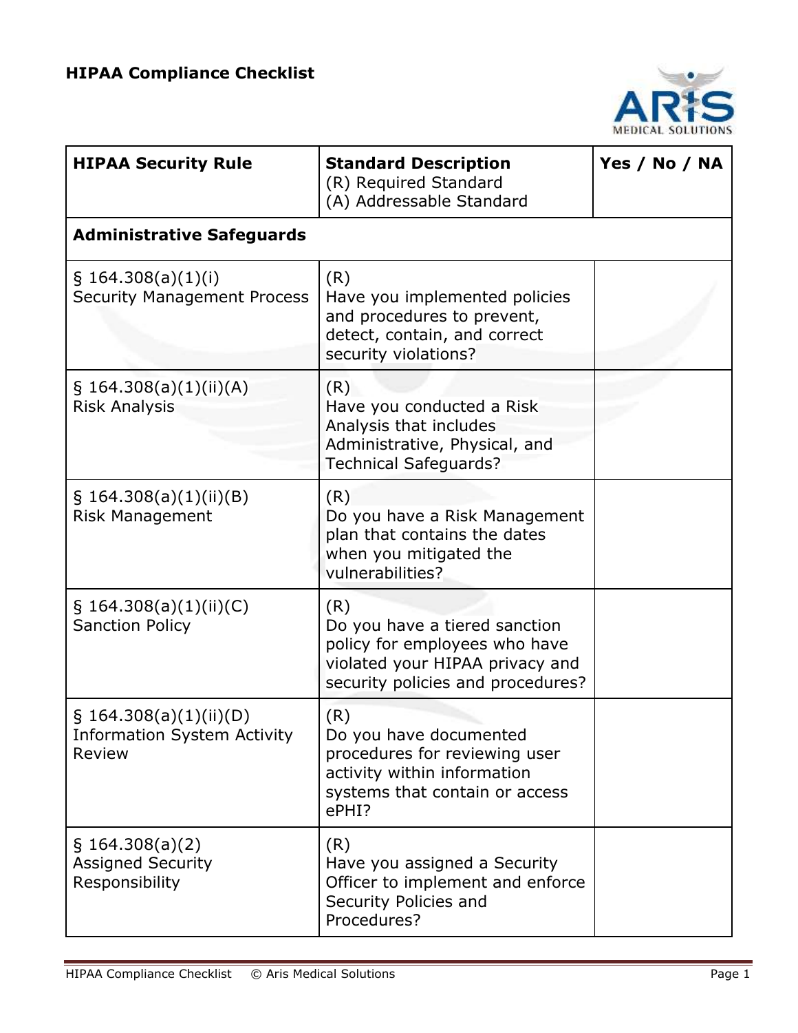# HIPAA Compliance Checklist

| HIPAA Security Rule | Standard Description (R) Required Standard (A) Addressable Standard | Yes / No / NA |
|---|---|---|
| **Administrative Safeguards** | | |
| § 164.308(a)(1)(i) Security Management Process | (R) Have you implemented policies and procedures to prevent, detect, contain, and correct security violations? | |
| § 164.308(a)(1)(ii)(A) Risk Analysis | (R) Have you conducted a Risk Analysis that includes Administrative, Physical, and Technical Safeguards? | |
| § 164.308(a)(1)(ii)(B) Risk Management | (R) Do you have a Risk Management plan that contains the dates when you mitigated the vulnerabilities? | |
| § 164.308(a)(1)(ii)(C) Sanction Policy | (R) Do you have a tiered sanction policy for employees who have violated your HIPAA privacy and security policies and procedures? | |
| § 164.308(a)(1)(ii)(D) Information System Activity Review | (R) Do you have documented procedures for reviewing user activity within information systems that contain or access ePHI? | |
| § 164.308(a)(2) Assigned Security Responsibility | (R) Have you assigned a Security Officer to implement and enforce Security Policies and Procedures? | |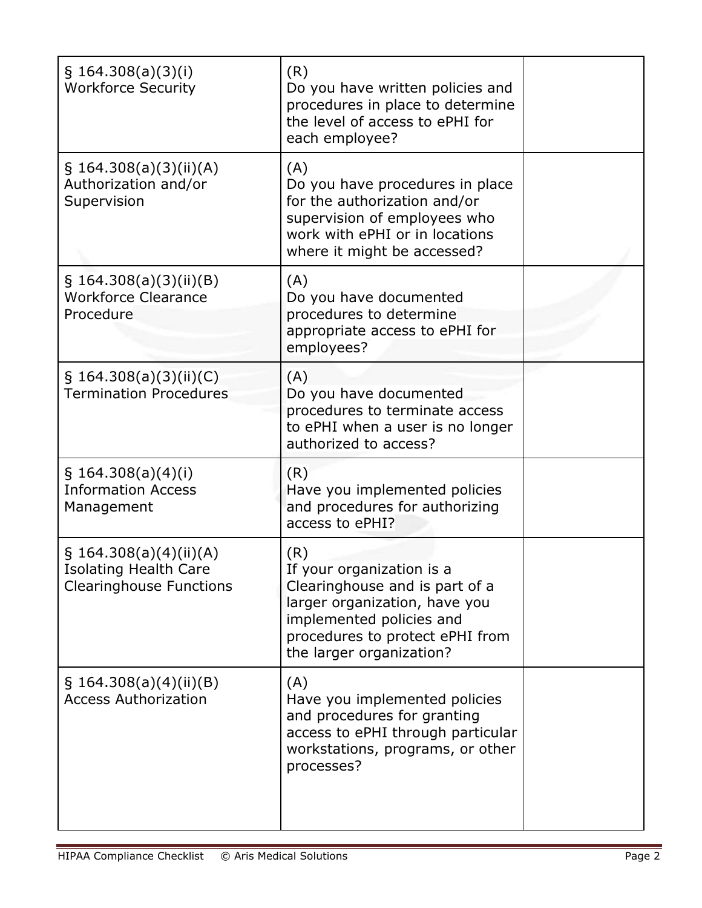| | | |
|---|---|---|
| § 164.308(a)(3)(i) Workforce Security | (R) Do you have written policies and procedures in place to determine the level of access to ePHI for each employee? | |
| § 164.308(a)(3)(ii)(A) Authorization and/or Supervision | (A) Do you have procedures in place for the authorization and/or supervision of employees who work with ePHI or in locations where it might be accessed? | |
| § 164.308(a)(3)(ii)(B) Workforce Clearance Procedure | (A) Do you have documented procedures to determine appropriate access to ePHI for employees? | |
| § 164.308(a)(3)(ii)(C) Termination Procedures | (A) Do you have documented procedures to terminate access to ePHI when a user is no longer authorized to access? | |
| § 164.308(a)(4)(i) Information Access Management | (R) Have you implemented policies and procedures for authorizing access to ePHI? | |
| § 164.308(a)(4)(ii)(A) Isolating Health Care Clearinghouse Functions | (R) If your organization is a Clearinghouse and is part of a larger organization, have you implemented policies and procedures to protect ePHI from the larger organization? | |
| § 164.308(a)(4)(ii)(B) Access Authorization | (A) Have you implemented policies and procedures for granting access to ePHI through particular workstations, programs, or other processes? | |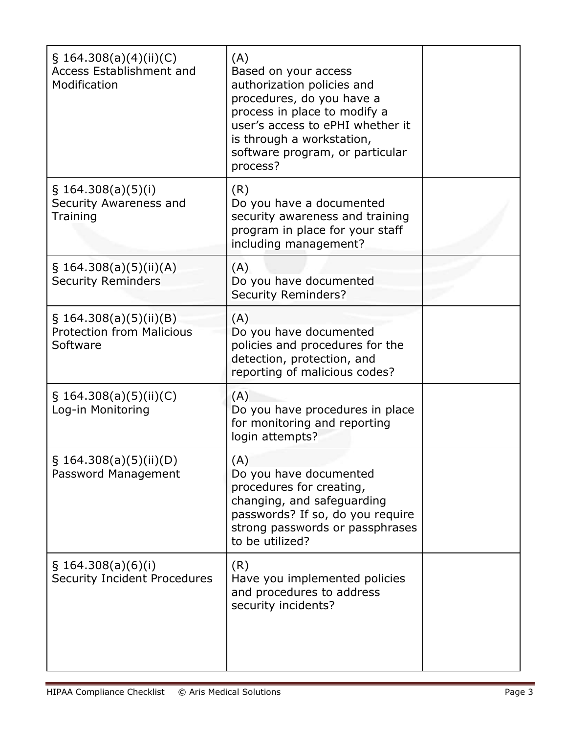| | | |
|---|---|---|
| § 164.308(a)(4)(ii)(C) Access Establishment and Modification | (A) Based on your access authorization policies and procedures, do you have a process in place to modify a user's access to ePHI whether it is through a workstation, software program, or particular process? | |
| § 164.308(a)(5)(i) Security Awareness and Training | (R) Do you have a documented security awareness and training program in place for your staff including management? | |
| § 164.308(a)(5)(ii)(A) Security Reminders | (A) Do you have documented Security Reminders? | |
| § 164.308(a)(5)(ii)(B) Protection from Malicious Software | (A) Do you have documented policies and procedures for the detection, protection, and reporting of malicious codes? | |
| § 164.308(a)(5)(ii)(C) Log-in Monitoring | (A) Do you have procedures in place for monitoring and reporting login attempts? | |
| § 164.308(a)(5)(ii)(D) Password Management | (A) Do you have documented procedures for creating, changing, and safeguarding passwords? If so, do you require strong passwords or passphrases to be utilized? | |
| § 164.308(a)(6)(i) Security Incident Procedures | (R) Have you implemented policies and procedures to address security incidents? | |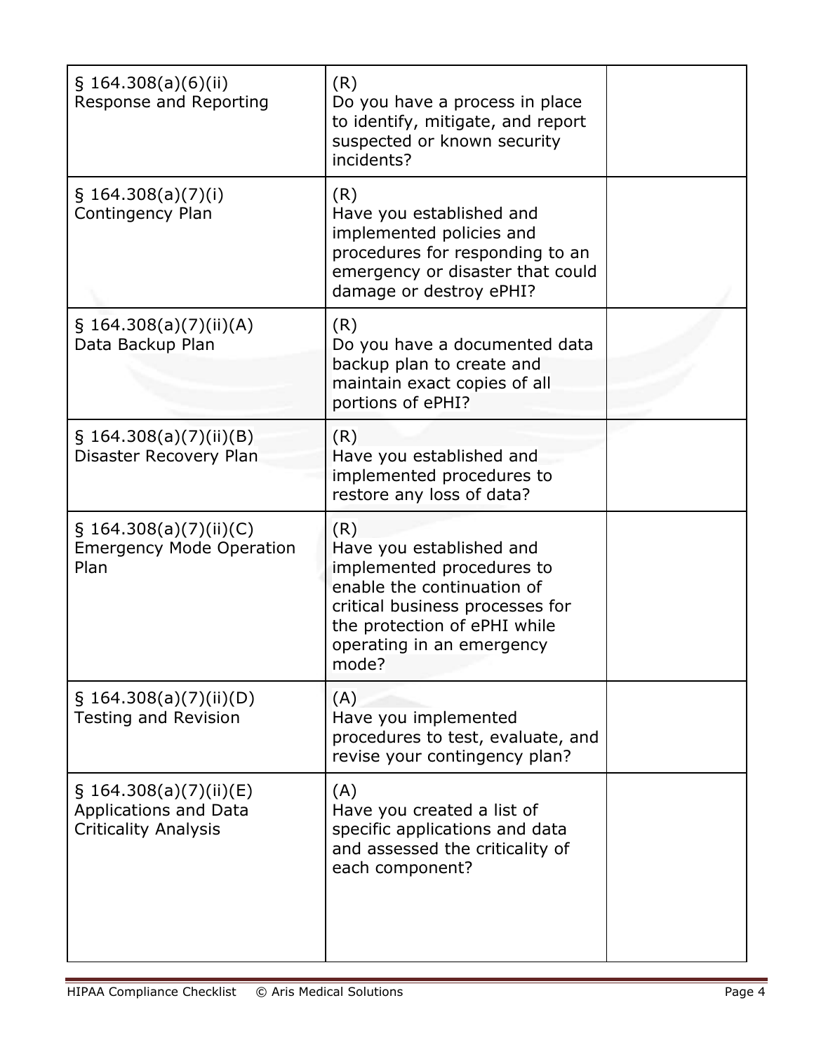| | | |
|---|---|---|
| § 164.308(a)(6)(ii) Response and Reporting | (R) Do you have a process in place to identify, mitigate, and report suspected or known security incidents? | |
| § 164.308(a)(7)(i) Contingency Plan | (R) Have you established and implemented policies and procedures for responding to an emergency or disaster that could damage or destroy ePHI? | |
| § 164.308(a)(7)(ii)(A) Data Backup Plan | (R) Do you have a documented data backup plan to create and maintain exact copies of all portions of ePHI? | |
| § 164.308(a)(7)(ii)(B) Disaster Recovery Plan | (R) Have you established and implemented procedures to restore any loss of data? | |
| § 164.308(a)(7)(ii)(C) Emergency Mode Operation Plan | (R) Have you established and implemented procedures to enable the continuation of critical business processes for the protection of ePHI while operating in an emergency mode? | |
| § 164.308(a)(7)(ii)(D) Testing and Revision | (A) Have you implemented procedures to test, evaluate, and revise your contingency plan? | |
| § 164.308(a)(7)(ii)(E) Applications and Data Criticality Analysis | (A) Have you created a list of specific applications and data and assessed the criticality of each component? | |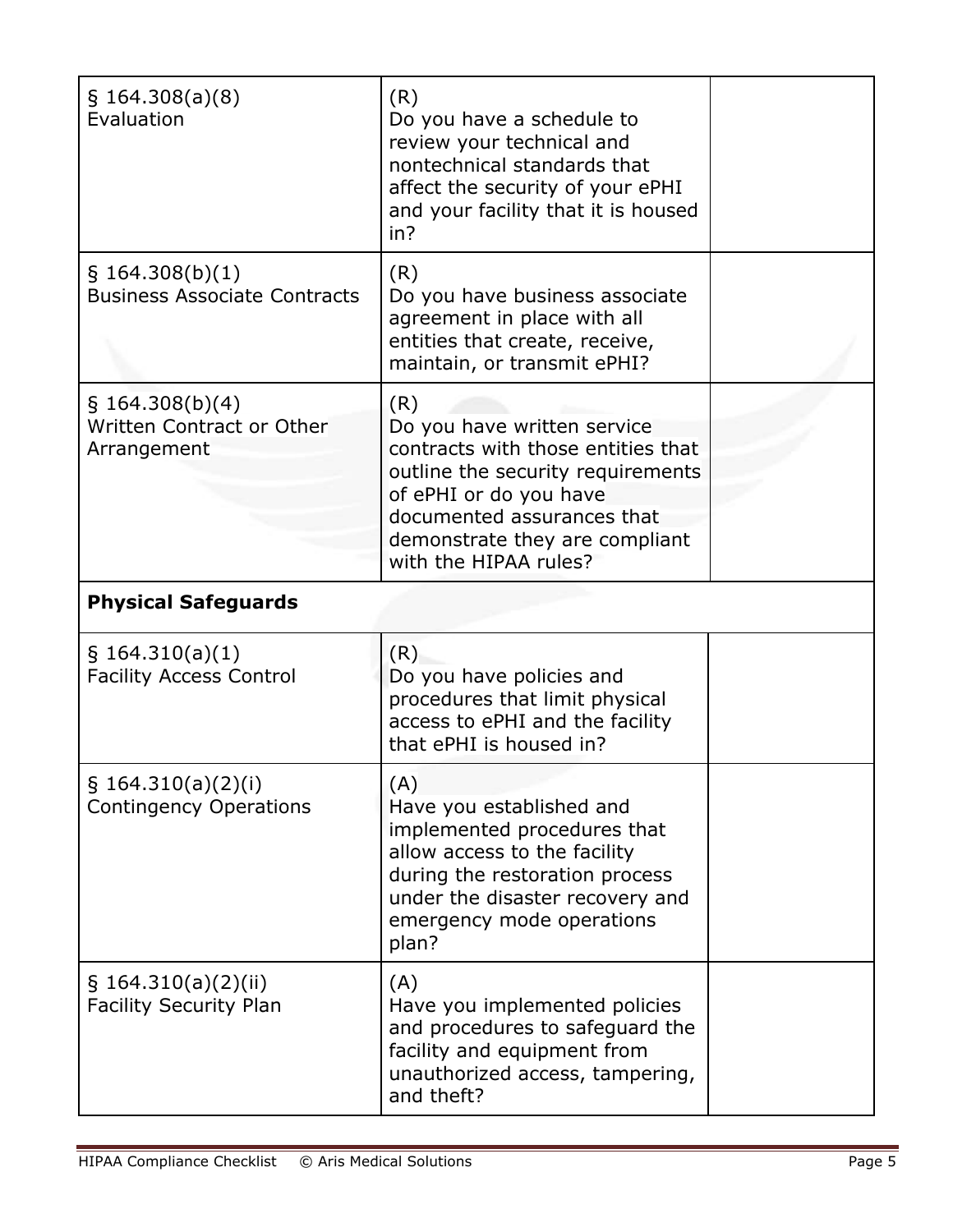| | | |
|---|---|---|
| § 164.308(a)(8)<br>Evaluation | (R)<br>Do you have a schedule to review your technical and nontechnical standards that affect the security of your ePHI and your facility that it is housed in? | |
| § 164.308(b)(1)<br>Business Associate Contracts | (R)<br>Do you have business associate agreement in place with all entities that create, receive, maintain, or transmit ePHI? | |
| § 164.308(b)(4)<br>Written Contract or Other Arrangement | (R)<br>Do you have written service contracts with those entities that outline the security requirements of ePHI or do you have documented assurances that demonstrate they are compliant with the HIPAA rules? | |
| **Physical Safeguards** | | |
| § 164.310(a)(1)<br>Facility Access Control | (R)<br>Do you have policies and procedures that limit physical access to ePHI and the facility that ePHI is housed in? | |
| § 164.310(a)(2)(i)<br>Contingency Operations | (A)<br>Have you established and implemented procedures that allow access to the facility during the restoration process under the disaster recovery and emergency mode operations plan? | |
| § 164.310(a)(2)(ii)<br>Facility Security Plan | (A)<br>Have you implemented policies and procedures to safeguard the facility and equipment from unauthorized access, tampering, and theft? | |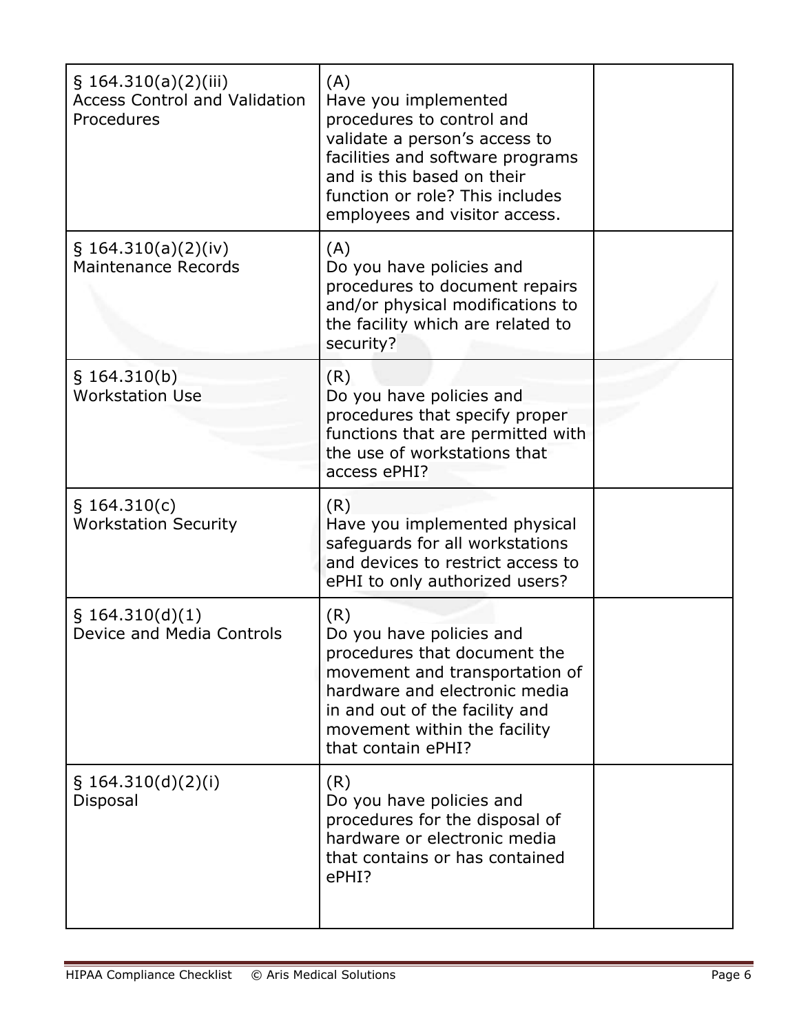| | | |
|---|---|---|
| § 164.310(a)(2)(iii) Access Control and Validation Procedures | (A) Have you implemented procedures to control and validate a person's access to facilities and software programs and is this based on their function or role? This includes employees and visitor access. | |
| § 164.310(a)(2)(iv) Maintenance Records | (A) Do you have policies and procedures to document repairs and/or physical modifications to the facility which are related to security? | |
| § 164.310(b) Workstation Use | (R) Do you have policies and procedures that specify proper functions that are permitted with the use of workstations that access ePHI? | |
| § 164.310(c) Workstation Security | (R) Have you implemented physical safeguards for all workstations and devices to restrict access to ePHI to only authorized users? | |
| § 164.310(d)(1) Device and Media Controls | (R) Do you have policies and procedures that document the movement and transportation of hardware and electronic media in and out of the facility and movement within the facility that contain ePHI? | |
| § 164.310(d)(2)(i) Disposal | (R) Do you have policies and procedures for the disposal of hardware or electronic media that contains or has contained ePHI? | |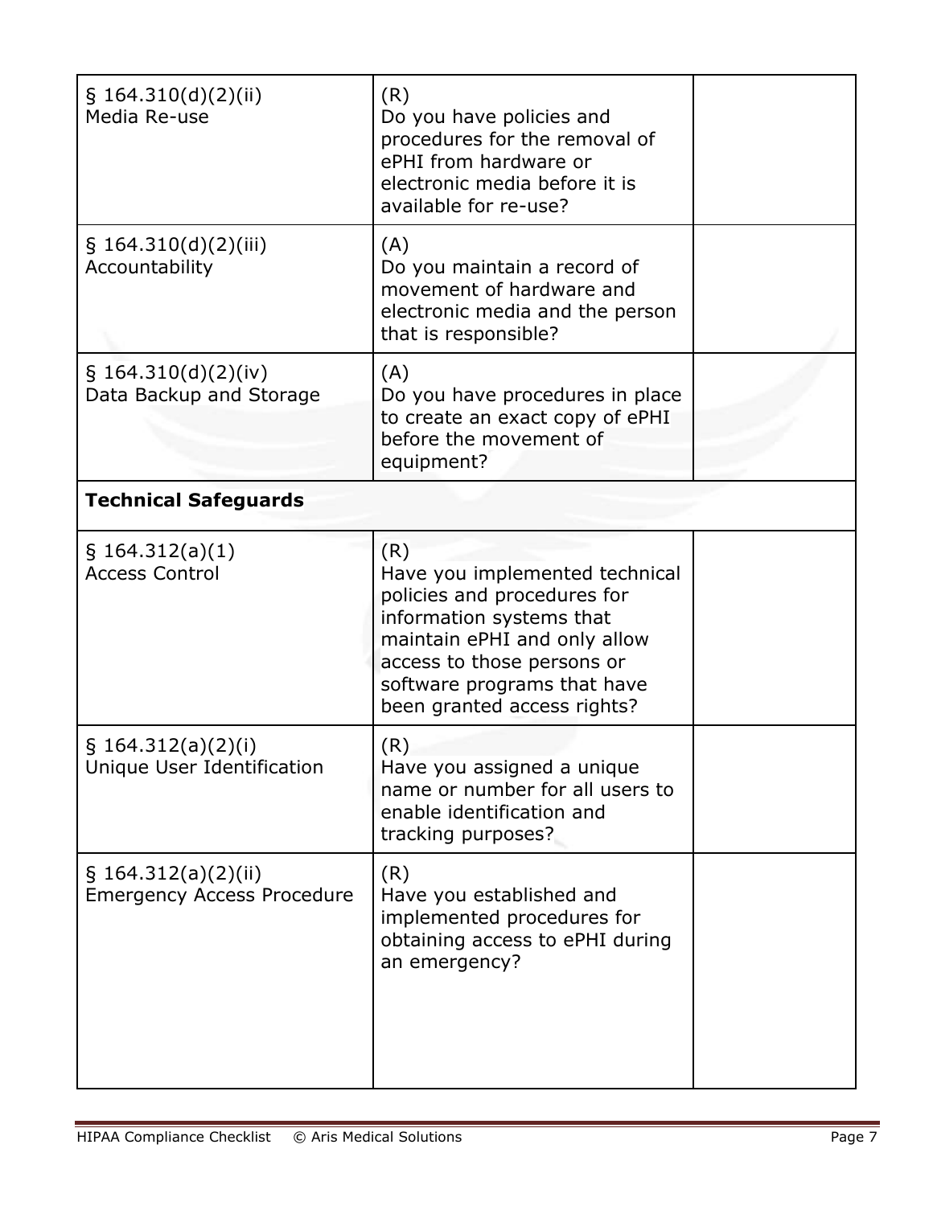| | | |
|---|---|---|
| § 164.310(d)(2)(ii) Media Re-use | (R) Do you have policies and procedures for the removal of ePHI from hardware or electronic media before it is available for re-use? | |
| § 164.310(d)(2)(iii) Accountability | (A) Do you maintain a record of movement of hardware and electronic media and the person that is responsible? | |
| § 164.310(d)(2)(iv) Data Backup and Storage | (A) Do you have procedures in place to create an exact copy of ePHI before the movement of equipment? | |
| **Technical Safeguards** | | |
| § 164.312(a)(1) Access Control | (R) Have you implemented technical policies and procedures for information systems that maintain ePHI and only allow access to those persons or software programs that have been granted access rights? | |
| § 164.312(a)(2)(i) Unique User Identification | (R) Have you assigned a unique name or number for all users to enable identification and tracking purposes? | |
| § 164.312(a)(2)(ii) Emergency Access Procedure | (R) Have you established and implemented procedures for obtaining access to ePHI during an emergency? | |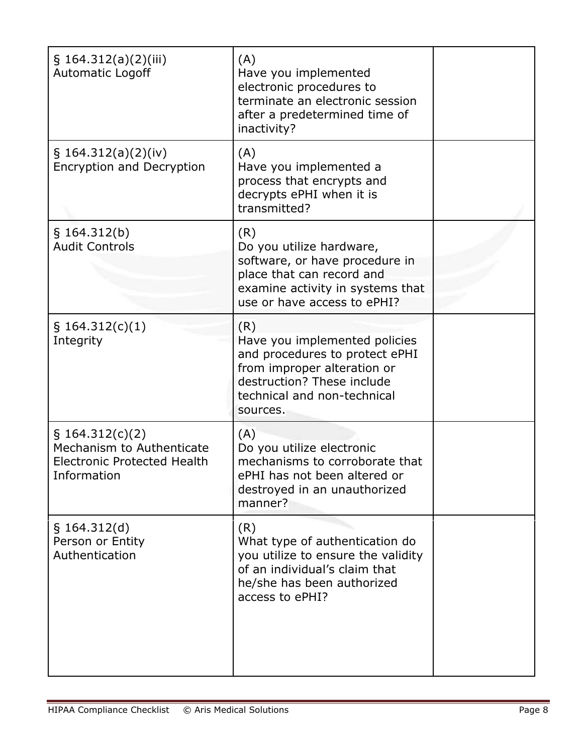| | | |
|---|---|---|
| § 164.312(a)(2)(iii)<br>Automatic Logoff | (A)<br>Have you implemented electronic procedures to terminate an electronic session after a predetermined time of inactivity? | |
| § 164.312(a)(2)(iv)<br>Encryption and Decryption | (A)<br>Have you implemented a process that encrypts and decrypts ePHI when it is transmitted? | |
| § 164.312(b)<br>Audit Controls | (R)<br>Do you utilize hardware, software, or have procedure in place that can record and examine activity in systems that use or have access to ePHI? | |
| § 164.312(c)(1)<br>Integrity | (R)<br>Have you implemented policies and procedures to protect ePHI from improper alteration or destruction? These include technical and non-technical sources. | |
| § 164.312(c)(2)<br>Mechanism to Authenticate Electronic Protected Health Information | (A)<br>Do you utilize electronic mechanisms to corroborate that ePHI has not been altered or destroyed in an unauthorized manner? | |
| § 164.312(d)<br>Person or Entity Authentication | (R)<br>What type of authentication do you utilize to ensure the validity of an individual's claim that he/she has been authorized access to ePHI? | |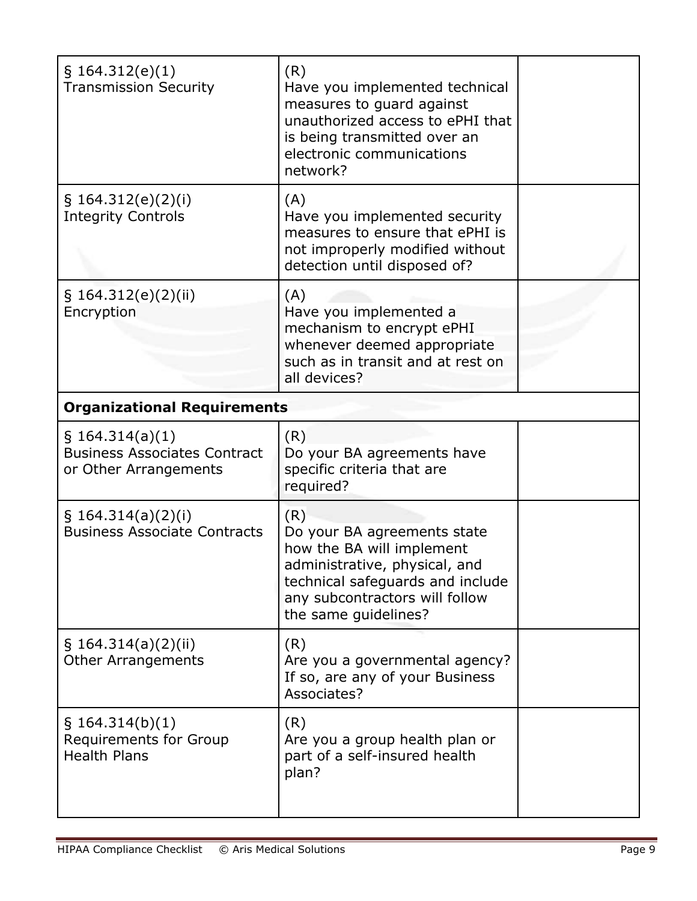| | | |
|---|---|---|
| § 164.312(e)(1)<br>Transmission Security | (R)<br>Have you implemented technical measures to guard against unauthorized access to ePHI that is being transmitted over an electronic communications network? | |
| § 164.312(e)(2)(i)<br>Integrity Controls | (A)<br>Have you implemented security measures to ensure that ePHI is not improperly modified without detection until disposed of? | |
| § 164.312(e)(2)(ii)<br>Encryption | (A)<br>Have you implemented a mechanism to encrypt ePHI whenever deemed appropriate such as in transit and at rest on all devices? | |
| **Organizational Requirements** | | |
| § 164.314(a)(1)<br>Business Associates Contract or Other Arrangements | (R)<br>Do your BA agreements have specific criteria that are required? | |
| § 164.314(a)(2)(i)<br>Business Associate Contracts | (R)<br>Do your BA agreements state how the BA will implement administrative, physical, and technical safeguards and include any subcontractors will follow the same guidelines? | |
| § 164.314(a)(2)(ii)<br>Other Arrangements | (R)<br>Are you a governmental agency? If so, are any of your Business Associates? | |
| § 164.314(b)(1)<br>Requirements for Group Health Plans | (R)<br>Are you a group health plan or part of a self-insured health plan? | |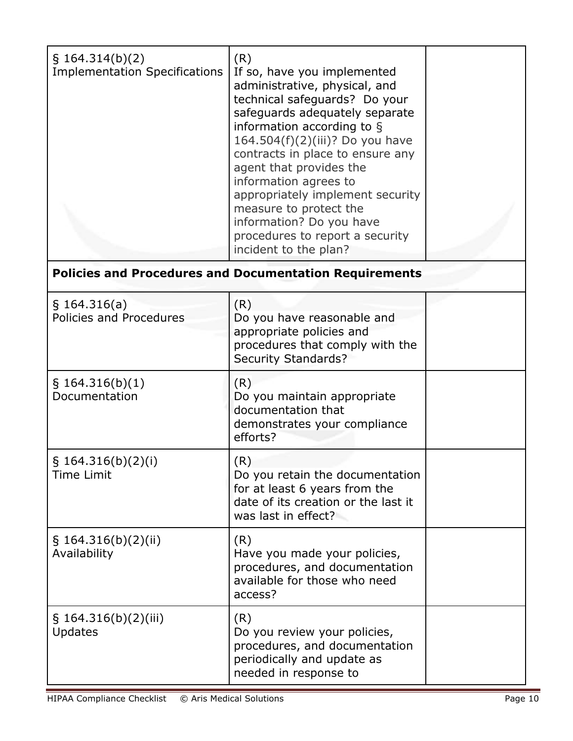| | | |
|---|---|---|
| § 164.314(b)(2) Implementation Specifications | (R) If so, have you implemented administrative, physical, and technical safeguards? Do your safeguards adequately separate information according to § 164.504(f)(2)(iii)? Do you have contracts in place to ensure any agent that provides the information agrees to appropriately implement security measure to protect the information? Do you have procedures to report a security incident to the plan? | |
| **Policies and Procedures and Documentation Requirements** | | |
| § 164.316(a) Policies and Procedures | (R) Do you have reasonable and appropriate policies and procedures that comply with the Security Standards? | |
| § 164.316(b)(1) Documentation | (R) Do you maintain appropriate documentation that demonstrates your compliance efforts? | |
| § 164.316(b)(2)(i) Time Limit | (R) Do you retain the documentation for at least 6 years from the date of its creation or the last it was last in effect? | |
| § 164.316(b)(2)(ii) Availability | (R) Have you made your policies, procedures, and documentation available for those who need access? | |
| § 164.316(b)(2)(iii) Updates | (R) Do you review your policies, procedures, and documentation periodically and update as needed in response to | |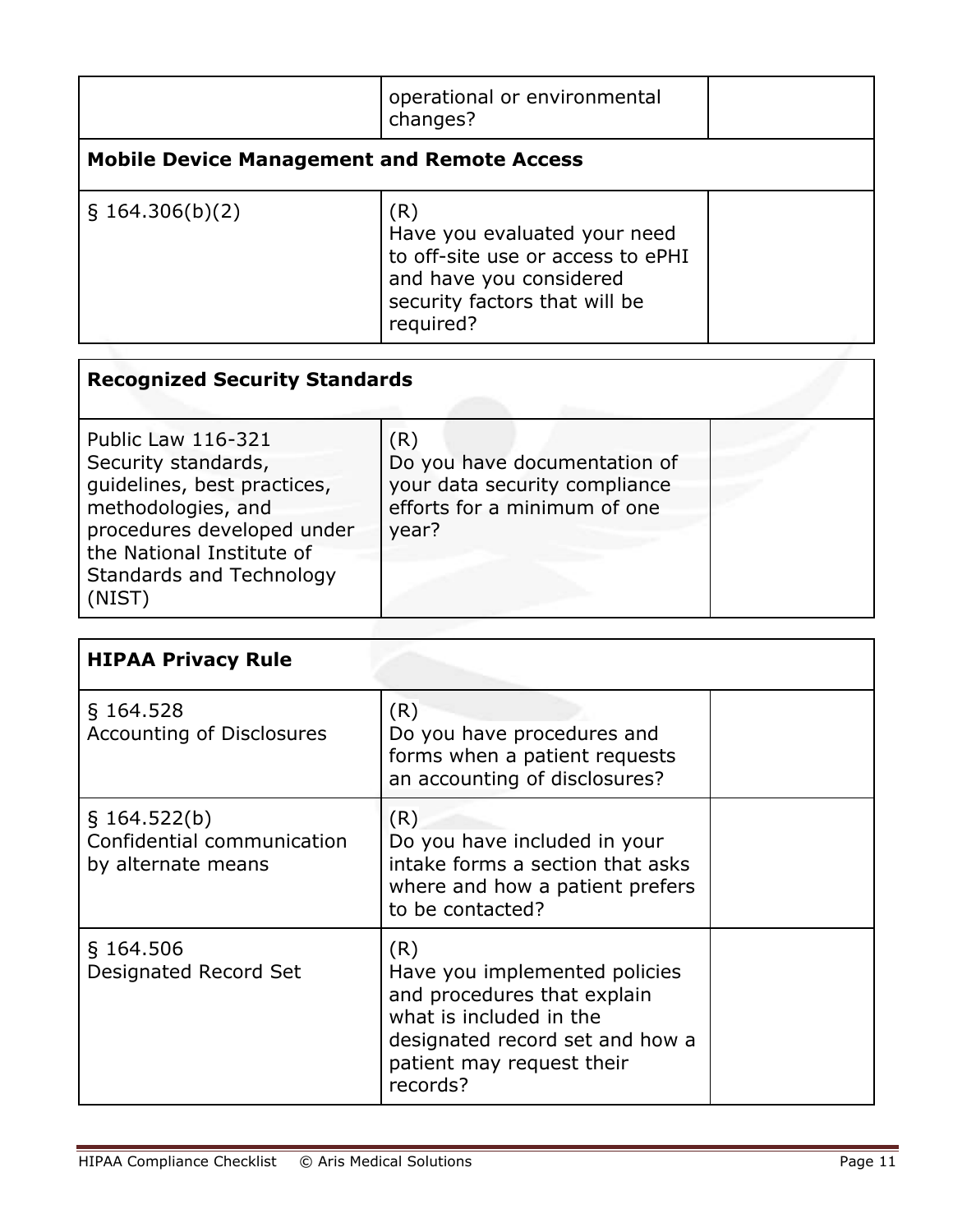| | | |
|---|---|---|
| | operational or environmental changes? | |
| **Mobile Device Management and Remote Access** | | |
| § 164.306(b)(2) | (R)<br>Have you evaluated your need to off-site use or access to ePHI and have you considered security factors that will be required? | |

| **Recognized Security Standards** | | |
|---|---|---|
| Public Law 116-321<br>Security standards, guidelines, best practices, methodologies, and procedures developed under the National Institute of Standards and Technology (NIST) | (R)<br>Do you have documentation of your data security compliance efforts for a minimum of one year? | |

| **HIPAA Privacy Rule** | | |
|---|---|---|
| § 164.528<br>Accounting of Disclosures | (R)<br>Do you have procedures and forms when a patient requests an accounting of disclosures? | |
| § 164.522(b)<br>Confidential communication by alternate means | (R)<br>Do you have included in your intake forms a section that asks where and how a patient prefers to be contacted? | |
| § 164.506<br>Designated Record Set | (R)<br>Have you implemented policies and procedures that explain what is included in the designated record set and how a patient may request their records? | |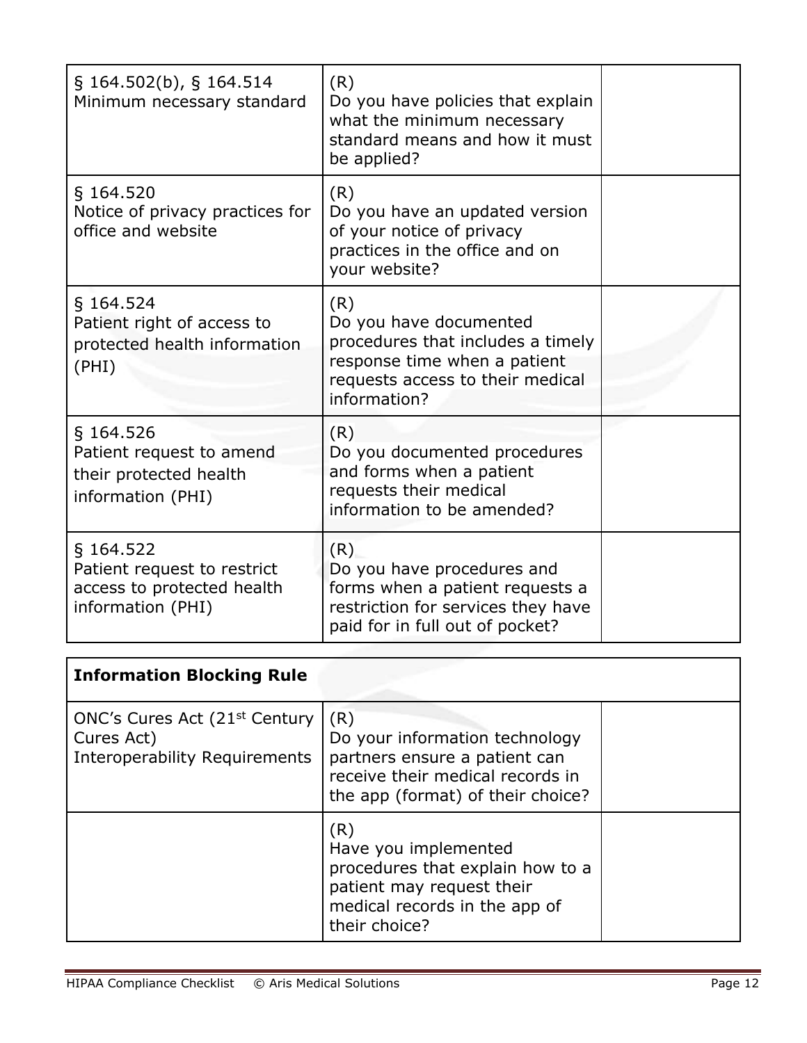| | | |
|---|---|---|
| § 164.502(b), § 164.514<br>Minimum necessary standard | (R)<br>Do you have policies that explain what the minimum necessary standard means and how it must be applied? | |
| § 164.520<br>Notice of privacy practices for office and website | (R)<br>Do you have an updated version of your notice of privacy practices in the office and on your website? | |
| § 164.524<br>Patient right of access to protected health information (PHI) | (R)<br>Do you have documented procedures that includes a timely response time when a patient requests access to their medical information? | |
| § 164.526<br>Patient request to amend their protected health information (PHI) | (R)<br>Do you documented procedures and forms when a patient requests their medical information to be amended? | |
| § 164.522<br>Patient request to restrict access to protected health information (PHI) | (R)<br>Do you have procedures and forms when a patient requests a restriction for services they have paid for in full out of pocket? | |

| **Information Blocking Rule** | | |
|---|---|---|
| ONC's Cures Act (21st Century Cures Act)<br>Interoperability Requirements | (R)<br>Do your information technology partners ensure a patient can receive their medical records in the app (format) of their choice? | |
| | (R)<br>Have you implemented procedures that explain how to a patient may request their medical records in the app of their choice? | |